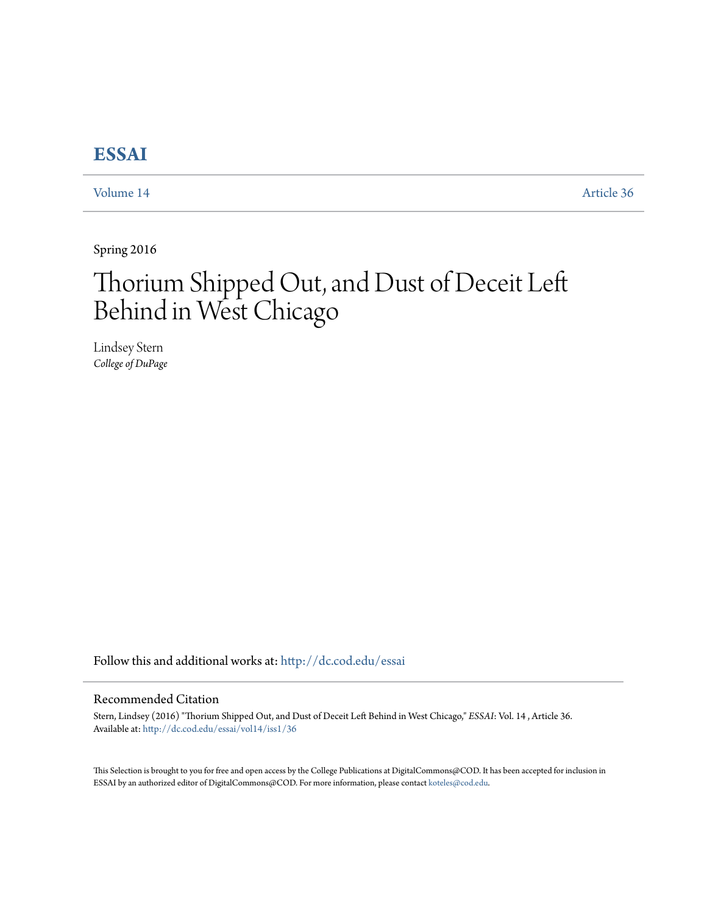# ESSAI

Volume 14 Article 36

Spring 2016

# Thorium Shipped Out, and Dust of Deceit Left Behind in West Chicago

Lindsey Stern
*College of DuPage*

Follow this and additional works at: http://dc.cod.edu/essai

## Recommended Citation

Stern, Lindsey (2016) "Thorium Shipped Out, and Dust of Deceit Left Behind in West Chicago," *ESSAI*: Vol. 14 , Article 36.
Available at: http://dc.cod.edu/essai/vol14/iss1/36

This Selection is brought to you for free and open access by the College Publications at DigitalCommons@COD. It has been accepted for inclusion in ESSAI by an authorized editor of DigitalCommons@COD. For more information, please contact koteles@cod.edu.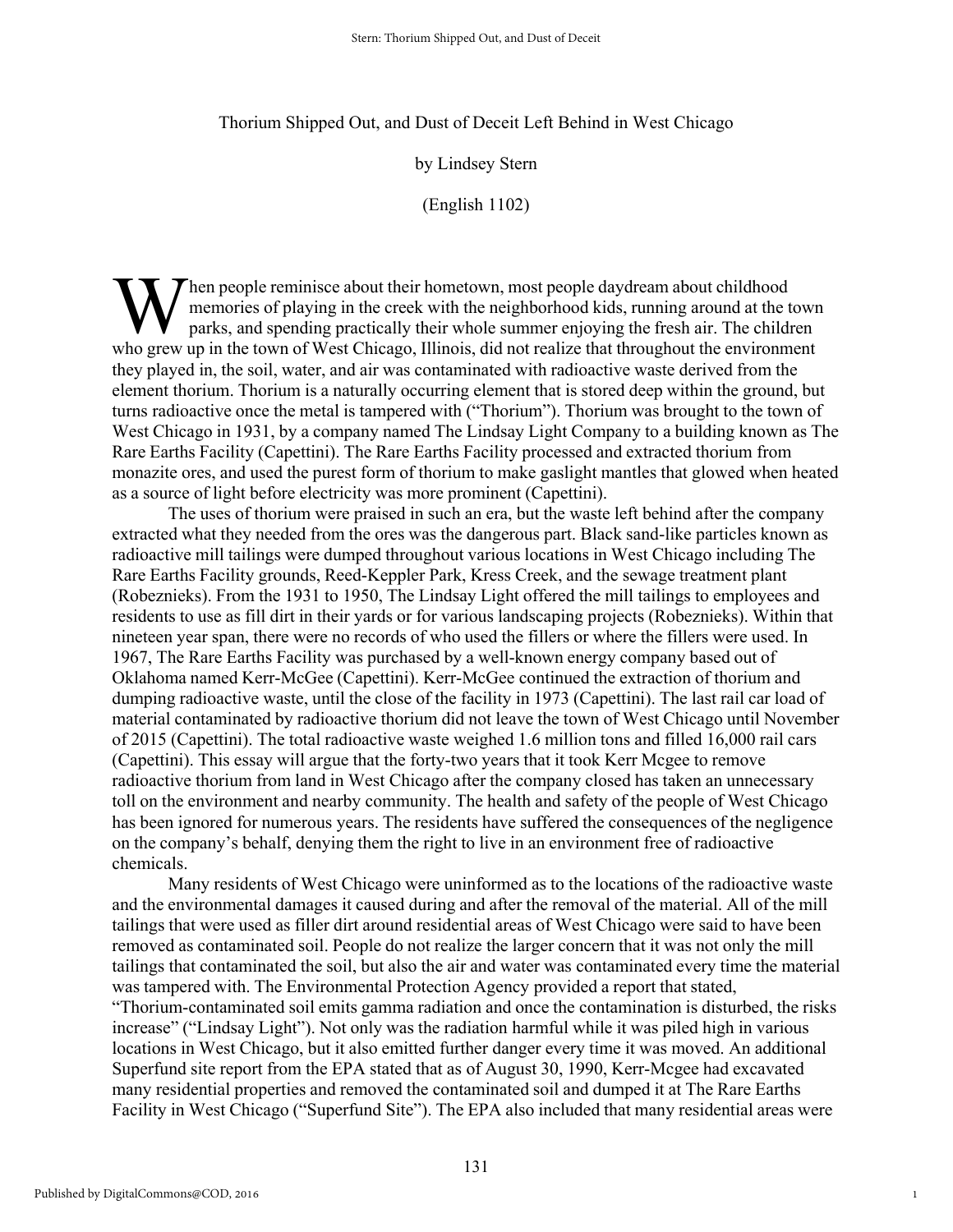Thorium Shipped Out, and Dust of Deceit Left Behind in West Chicago

by Lindsey Stern

(English 1102)

When people reminisce about their hometown, most people daydream about childhood memories of playing in the creek with the neighborhood kids, running around at the town parks, and spending practically their whole summer enjoying the fresh air. The children who grew up in the town of West Chicago, Illinois, did not realize that throughout the environment they played in, the soil, water, and air was contaminated with radioactive waste derived from the element thorium. Thorium is a naturally occurring element that is stored deep within the ground, but turns radioactive once the metal is tampered with ("Thorium"). Thorium was brought to the town of West Chicago in 1931, by a company named The Lindsay Light Company to a building known as The Rare Earths Facility (Capettini). The Rare Earths Facility processed and extracted thorium from monazite ores, and used the purest form of thorium to make gaslight mantles that glowed when heated as a source of light before electricity was more prominent (Capettini).

The uses of thorium were praised in such an era, but the waste left behind after the company extracted what they needed from the ores was the dangerous part. Black sand-like particles known as radioactive mill tailings were dumped throughout various locations in West Chicago including The Rare Earths Facility grounds, Reed-Keppler Park, Kress Creek, and the sewage treatment plant (Robeznieks). From the 1931 to 1950, The Lindsay Light offered the mill tailings to employees and residents to use as fill dirt in their yards or for various landscaping projects (Robeznieks). Within that nineteen year span, there were no records of who used the fillers or where the fillers were used. In 1967, The Rare Earths Facility was purchased by a well-known energy company based out of Oklahoma named Kerr-McGee (Capettini). Kerr-McGee continued the extraction of thorium and dumping radioactive waste, until the close of the facility in 1973 (Capettini). The last rail car load of material contaminated by radioactive thorium did not leave the town of West Chicago until November of 2015 (Capettini). The total radioactive waste weighed 1.6 million tons and filled 16,000 rail cars (Capettini). This essay will argue that the forty-two years that it took Kerr Mcgee to remove radioactive thorium from land in West Chicago after the company closed has taken an unnecessary toll on the environment and nearby community. The health and safety of the people of West Chicago has been ignored for numerous years. The residents have suffered the consequences of the negligence on the company's behalf, denying them the right to live in an environment free of radioactive chemicals.

Many residents of West Chicago were uninformed as to the locations of the radioactive waste and the environmental damages it caused during and after the removal of the material. All of the mill tailings that were used as filler dirt around residential areas of West Chicago were said to have been removed as contaminated soil. People do not realize the larger concern that it was not only the mill tailings that contaminated the soil, but also the air and water was contaminated every time the material was tampered with. The Environmental Protection Agency provided a report that stated, "Thorium-contaminated soil emits gamma radiation and once the contamination is disturbed, the risks increase" ("Lindsay Light"). Not only was the radiation harmful while it was piled high in various locations in West Chicago, but it also emitted further danger every time it was moved. An additional Superfund site report from the EPA stated that as of August 30, 1990, Kerr-Mcgee had excavated many residential properties and removed the contaminated soil and dumped it at The Rare Earths Facility in West Chicago ("Superfund Site"). The EPA also included that many residential areas were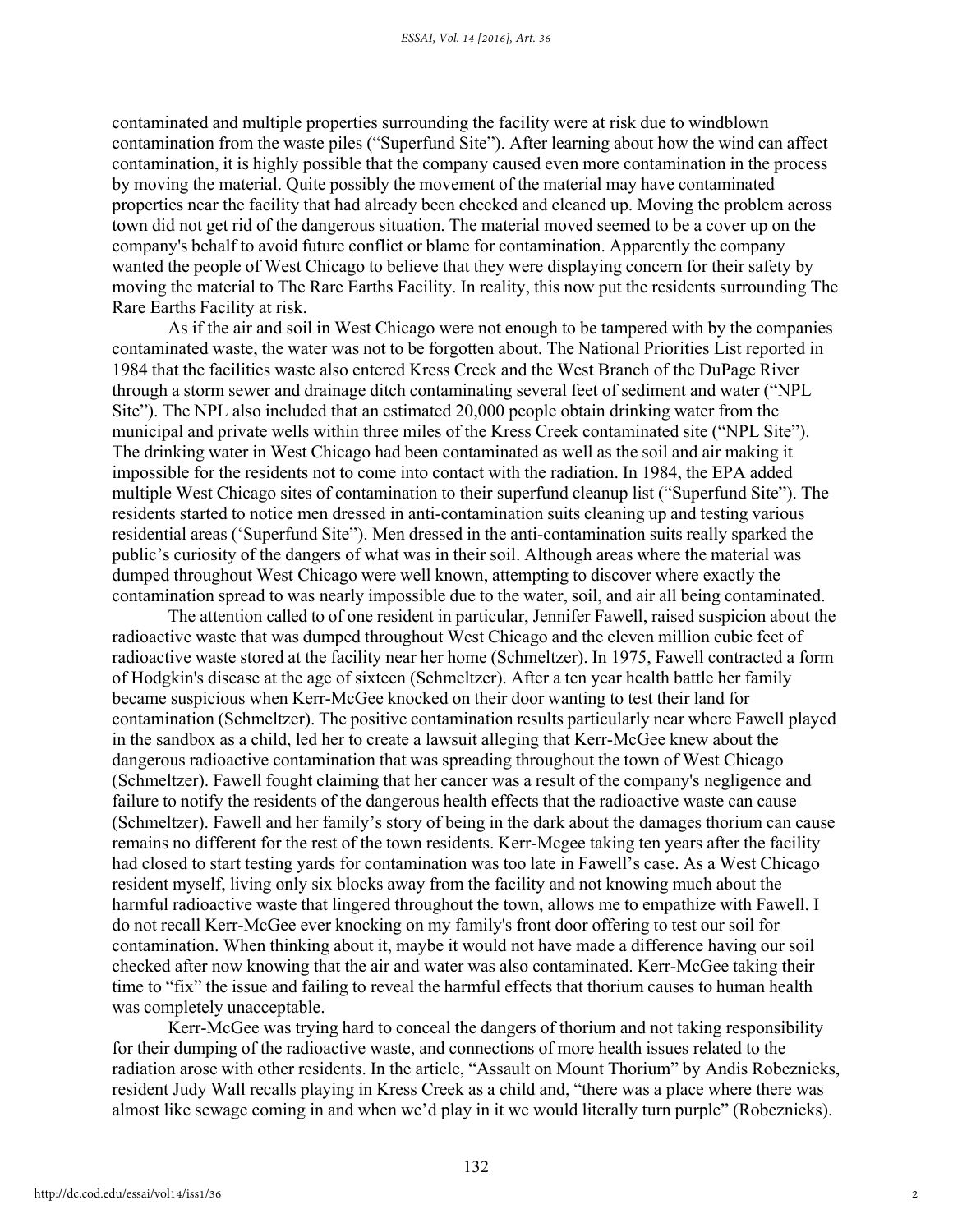contaminated and multiple properties surrounding the facility were at risk due to windblown contamination from the waste piles ("Superfund Site"). After learning about how the wind can affect contamination, it is highly possible that the company caused even more contamination in the process by moving the material. Quite possibly the movement of the material may have contaminated properties near the facility that had already been checked and cleaned up. Moving the problem across town did not get rid of the dangerous situation. The material moved seemed to be a cover up on the company's behalf to avoid future conflict or blame for contamination. Apparently the company wanted the people of West Chicago to believe that they were displaying concern for their safety by moving the material to The Rare Earths Facility. In reality, this now put the residents surrounding The Rare Earths Facility at risk.

As if the air and soil in West Chicago were not enough to be tampered with by the companies contaminated waste, the water was not to be forgotten about. The National Priorities List reported in 1984 that the facilities waste also entered Kress Creek and the West Branch of the DuPage River through a storm sewer and drainage ditch contaminating several feet of sediment and water ("NPL Site"). The NPL also included that an estimated 20,000 people obtain drinking water from the municipal and private wells within three miles of the Kress Creek contaminated site ("NPL Site"). The drinking water in West Chicago had been contaminated as well as the soil and air making it impossible for the residents not to come into contact with the radiation. In 1984, the EPA added multiple West Chicago sites of contamination to their superfund cleanup list ("Superfund Site"). The residents started to notice men dressed in anti-contamination suits cleaning up and testing various residential areas ('Superfund Site"). Men dressed in the anti-contamination suits really sparked the public's curiosity of the dangers of what was in their soil. Although areas where the material was dumped throughout West Chicago were well known, attempting to discover where exactly the contamination spread to was nearly impossible due to the water, soil, and air all being contaminated.

The attention called to of one resident in particular, Jennifer Fawell, raised suspicion about the radioactive waste that was dumped throughout West Chicago and the eleven million cubic feet of radioactive waste stored at the facility near her home (Schmeltzer). In 1975, Fawell contracted a form of Hodgkin's disease at the age of sixteen (Schmeltzer). After a ten year health battle her family became suspicious when Kerr-McGee knocked on their door wanting to test their land for contamination (Schmeltzer). The positive contamination results particularly near where Fawell played in the sandbox as a child, led her to create a lawsuit alleging that Kerr-McGee knew about the dangerous radioactive contamination that was spreading throughout the town of West Chicago (Schmeltzer). Fawell fought claiming that her cancer was a result of the company's negligence and failure to notify the residents of the dangerous health effects that the radioactive waste can cause (Schmeltzer). Fawell and her family's story of being in the dark about the damages thorium can cause remains no different for the rest of the town residents. Kerr-Mcgee taking ten years after the facility had closed to start testing yards for contamination was too late in Fawell's case. As a West Chicago resident myself, living only six blocks away from the facility and not knowing much about the harmful radioactive waste that lingered throughout the town, allows me to empathize with Fawell. I do not recall Kerr-McGee ever knocking on my family's front door offering to test our soil for contamination. When thinking about it, maybe it would not have made a difference having our soil checked after now knowing that the air and water was also contaminated. Kerr-McGee taking their time to "fix" the issue and failing to reveal the harmful effects that thorium causes to human health was completely unacceptable.

Kerr-McGee was trying hard to conceal the dangers of thorium and not taking responsibility for their dumping of the radioactive waste, and connections of more health issues related to the radiation arose with other residents. In the article, "Assault on Mount Thorium" by Andis Robeznieks, resident Judy Wall recalls playing in Kress Creek as a child and, "there was a place where there was almost like sewage coming in and when we'd play in it we would literally turn purple" (Robeznieks).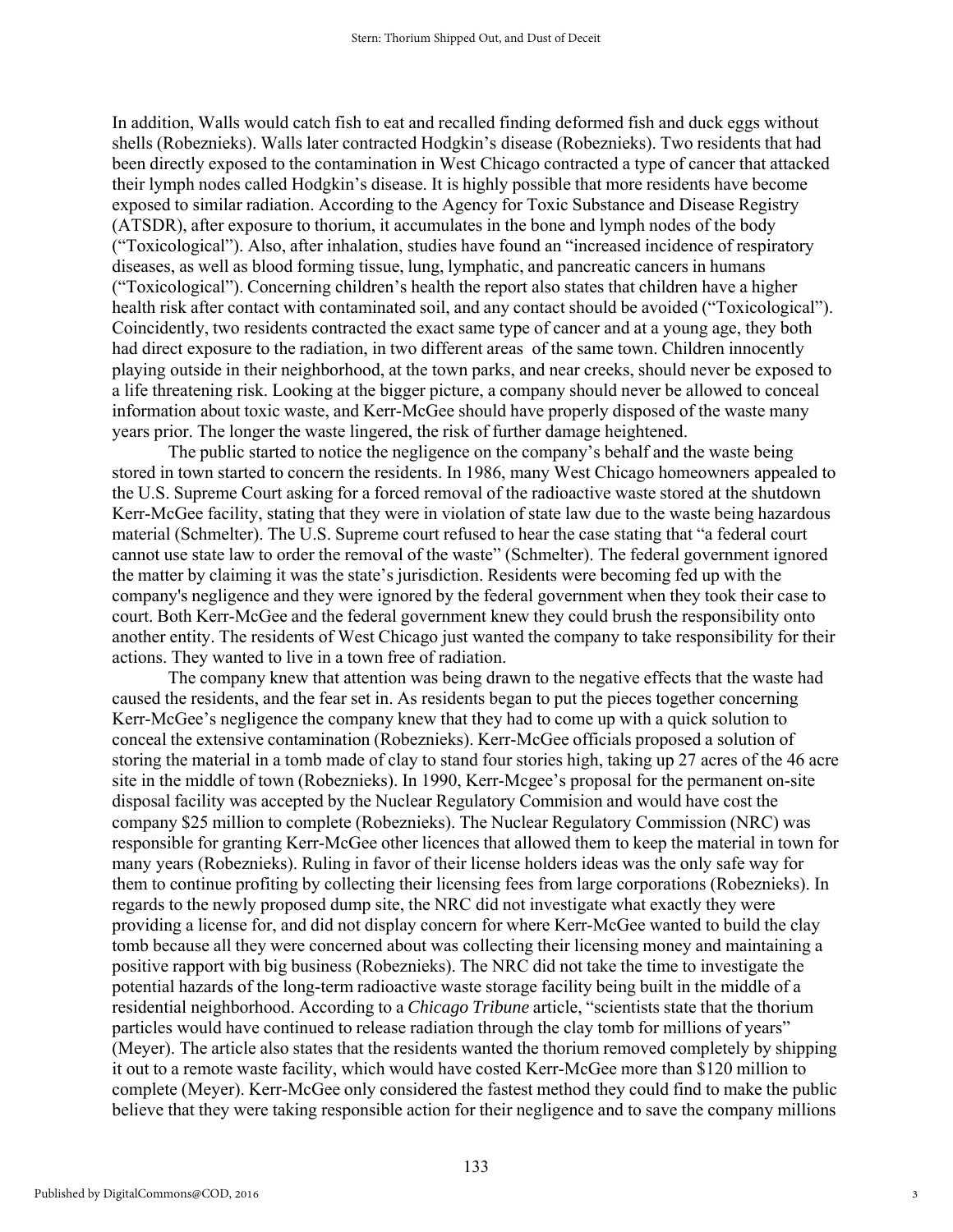In addition, Walls would catch fish to eat and recalled finding deformed fish and duck eggs without shells (Robeznieks). Walls later contracted Hodgkin's disease (Robeznieks). Two residents that had been directly exposed to the contamination in West Chicago contracted a type of cancer that attacked their lymph nodes called Hodgkin's disease. It is highly possible that more residents have become exposed to similar radiation. According to the Agency for Toxic Substance and Disease Registry (ATSDR), after exposure to thorium, it accumulates in the bone and lymph nodes of the body ("Toxicological"). Also, after inhalation, studies have found an "increased incidence of respiratory diseases, as well as blood forming tissue, lung, lymphatic, and pancreatic cancers in humans ("Toxicological"). Concerning children's health the report also states that children have a higher health risk after contact with contaminated soil, and any contact should be avoided ("Toxicological"). Coincidently, two residents contracted the exact same type of cancer and at a young age, they both had direct exposure to the radiation, in two different areas of the same town. Children innocently playing outside in their neighborhood, at the town parks, and near creeks, should never be exposed to a life threatening risk. Looking at the bigger picture, a company should never be allowed to conceal information about toxic waste, and Kerr-McGee should have properly disposed of the waste many years prior. The longer the waste lingered, the risk of further damage heightened.

The public started to notice the negligence on the company's behalf and the waste being stored in town started to concern the residents. In 1986, many West Chicago homeowners appealed to the U.S. Supreme Court asking for a forced removal of the radioactive waste stored at the shutdown Kerr-McGee facility, stating that they were in violation of state law due to the waste being hazardous material (Schmelter). The U.S. Supreme court refused to hear the case stating that "a federal court cannot use state law to order the removal of the waste" (Schmelter). The federal government ignored the matter by claiming it was the state's jurisdiction. Residents were becoming fed up with the company's negligence and they were ignored by the federal government when they took their case to court. Both Kerr-McGee and the federal government knew they could brush the responsibility onto another entity. The residents of West Chicago just wanted the company to take responsibility for their actions. They wanted to live in a town free of radiation.

The company knew that attention was being drawn to the negative effects that the waste had caused the residents, and the fear set in. As residents began to put the pieces together concerning Kerr-McGee's negligence the company knew that they had to come up with a quick solution to conceal the extensive contamination (Robeznieks). Kerr-McGee officials proposed a solution of storing the material in a tomb made of clay to stand four stories high, taking up 27 acres of the 46 acre site in the middle of town (Robeznieks). In 1990, Kerr-Mcgee's proposal for the permanent on-site disposal facility was accepted by the Nuclear Regulatory Commision and would have cost the company $25 million to complete (Robeznieks). The Nuclear Regulatory Commission (NRC) was responsible for granting Kerr-McGee other licences that allowed them to keep the material in town for many years (Robeznieks). Ruling in favor of their license holders ideas was the only safe way for them to continue profiting by collecting their licensing fees from large corporations (Robeznieks). In regards to the newly proposed dump site, the NRC did not investigate what exactly they were providing a license for, and did not display concern for where Kerr-McGee wanted to build the clay tomb because all they were concerned about was collecting their licensing money and maintaining a positive rapport with big business (Robeznieks). The NRC did not take the time to investigate the potential hazards of the long-term radioactive waste storage facility being built in the middle of a residential neighborhood. According to a *Chicago Tribune* article, "scientists state that the thorium particles would have continued to release radiation through the clay tomb for millions of years" (Meyer). The article also states that the residents wanted the thorium removed completely by shipping it out to a remote waste facility, which would have costed Kerr-McGee more than $120 million to complete (Meyer). Kerr-McGee only considered the fastest method they could find to make the public believe that they were taking responsible action for their negligence and to save the company millions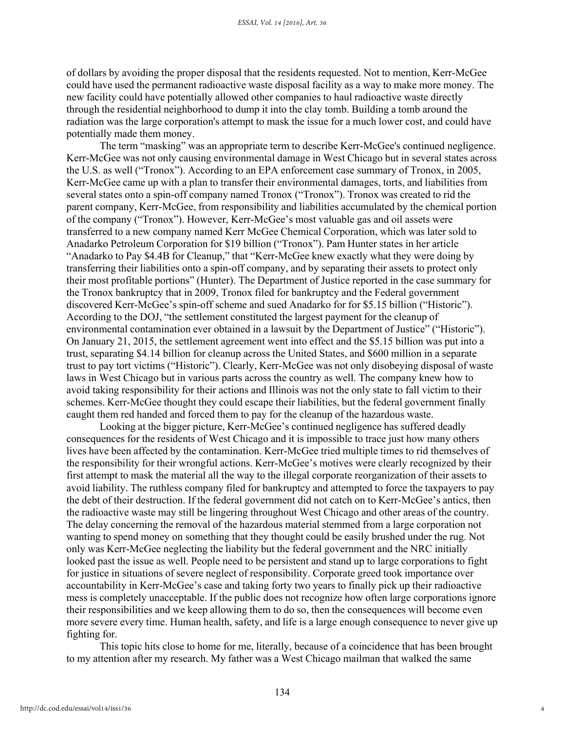of dollars by avoiding the proper disposal that the residents requested. Not to mention, Kerr-McGee could have used the permanent radioactive waste disposal facility as a way to make more money. The new facility could have potentially allowed other companies to haul radioactive waste directly through the residential neighborhood to dump it into the clay tomb. Building a tomb around the radiation was the large corporation's attempt to mask the issue for a much lower cost, and could have potentially made them money.

The term "masking" was an appropriate term to describe Kerr-McGee's continued negligence. Kerr-McGee was not only causing environmental damage in West Chicago but in several states across the U.S. as well ("Tronox"). According to an EPA enforcement case summary of Tronox, in 2005, Kerr-McGee came up with a plan to transfer their environmental damages, torts, and liabilities from several states onto a spin-off company named Tronox ("Tronox"). Tronox was created to rid the parent company, Kerr-McGee, from responsibility and liabilities accumulated by the chemical portion of the company ("Tronox"). However, Kerr-McGee's most valuable gas and oil assets were transferred to a new company named Kerr McGee Chemical Corporation, which was later sold to Anadarko Petroleum Corporation for $19 billion ("Tronox"). Pam Hunter states in her article "Anadarko to Pay $4.4B for Cleanup," that "Kerr-McGee knew exactly what they were doing by transferring their liabilities onto a spin-off company, and by separating their assets to protect only their most profitable portions" (Hunter). The Department of Justice reported in the case summary for the Tronox bankruptcy that in 2009, Tronox filed for bankruptcy and the Federal government discovered Kerr-McGee's spin-off scheme and sued Anadarko for for $5.15 billion ("Historic"). According to the DOJ, "the settlement constituted the largest payment for the cleanup of environmental contamination ever obtained in a lawsuit by the Department of Justice" ("Historic"). On January 21, 2015, the settlement agreement went into effect and the $5.15 billion was put into a trust, separating $4.14 billion for cleanup across the United States, and $600 million in a separate trust to pay tort victims ("Historic"). Clearly, Kerr-McGee was not only disobeying disposal of waste laws in West Chicago but in various parts across the country as well. The company knew how to avoid taking responsibility for their actions and Illinois was not the only state to fall victim to their schemes. Kerr-McGee thought they could escape their liabilities, but the federal government finally caught them red handed and forced them to pay for the cleanup of the hazardous waste.

Looking at the bigger picture, Kerr-McGee's continued negligence has suffered deadly consequences for the residents of West Chicago and it is impossible to trace just how many others lives have been affected by the contamination. Kerr-McGee tried multiple times to rid themselves of the responsibility for their wrongful actions. Kerr-McGee's motives were clearly recognized by their first attempt to mask the material all the way to the illegal corporate reorganization of their assets to avoid liability. The ruthless company filed for bankruptcy and attempted to force the taxpayers to pay the debt of their destruction. If the federal government did not catch on to Kerr-McGee's antics, then the radioactive waste may still be lingering throughout West Chicago and other areas of the country. The delay concerning the removal of the hazardous material stemmed from a large corporation not wanting to spend money on something that they thought could be easily brushed under the rug. Not only was Kerr-McGee neglecting the liability but the federal government and the NRC initially looked past the issue as well. People need to be persistent and stand up to large corporations to fight for justice in situations of severe neglect of responsibility. Corporate greed took importance over accountability in Kerr-McGee's case and taking forty two years to finally pick up their radioactive mess is completely unacceptable. If the public does not recognize how often large corporations ignore their responsibilities and we keep allowing them to do so, then the consequences will become even more severe every time. Human health, safety, and life is a large enough consequence to never give up fighting for.

This topic hits close to home for me, literally, because of a coincidence that has been brought to my attention after my research. My father was a West Chicago mailman that walked the same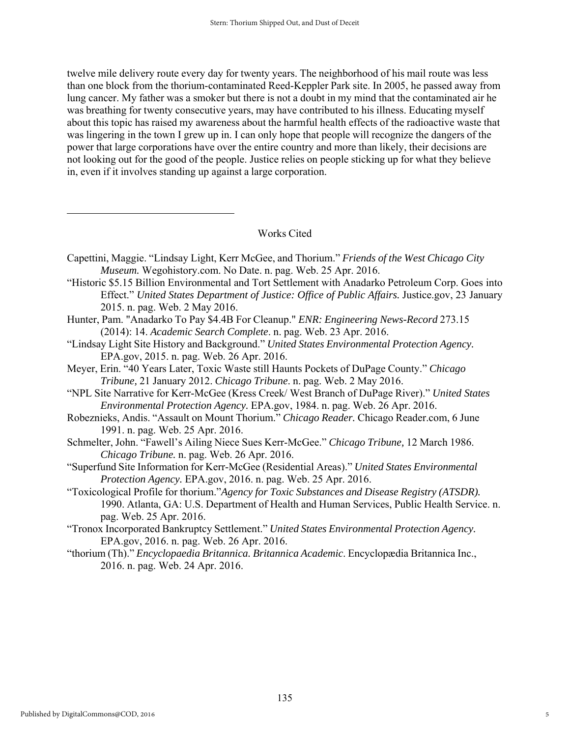twelve mile delivery route every day for twenty years. The neighborhood of his mail route was less than one block from the thorium-contaminated Reed-Keppler Park site. In 2005, he passed away from lung cancer. My father was a smoker but there is not a doubt in my mind that the contaminated air he was breathing for twenty consecutive years, may have contributed to his illness. Educating myself about this topic has raised my awareness about the harmful health effects of the radioactive waste that was lingering in the town I grew up in. I can only hope that people will recognize the dangers of the power that large corporations have over the entire country and more than likely, their decisions are not looking out for the good of the people. Justice relies on people sticking up for what they believe in, even if it involves standing up against a large corporation.

---

## Works Cited

Capettini, Maggie. "Lindsay Light, Kerr McGee, and Thorium." *Friends of the West Chicago City Museum.* Wegohistory.com. No Date. n. pag. Web. 25 Apr. 2016.

"Historic $5.15 Billion Environmental and Tort Settlement with Anadarko Petroleum Corp. Goes into Effect." *United States Department of Justice: Office of Public Affairs.* Justice.gov, 23 January 2015. n. pag. Web. 2 May 2016.

Hunter, Pam. "Anadarko To Pay $4.4B For Cleanup." *ENR: Engineering News-Record* 273.15 (2014): 14. *Academic Search Complete*. n. pag. Web. 23 Apr. 2016.

"Lindsay Light Site History and Background." *United States Environmental Protection Agency.* EPA.gov, 2015. n. pag. Web. 26 Apr. 2016.

Meyer, Erin. "40 Years Later, Toxic Waste still Haunts Pockets of DuPage County." *Chicago Tribune,* 21 January 2012. *Chicago Tribune*. n. pag. Web. 2 May 2016.

"NPL Site Narrative for Kerr-McGee (Kress Creek/ West Branch of DuPage River)." *United States Environmental Protection Agency.* EPA.gov, 1984. n. pag. Web. 26 Apr. 2016.

Robeznieks, Andis. "Assault on Mount Thorium." *Chicago Reader.* Chicago Reader.com, 6 June 1991. n. pag. Web. 25 Apr. 2016.

Schmelter, John. "Fawell's Ailing Niece Sues Kerr-McGee." *Chicago Tribune,* 12 March 1986. *Chicago Tribune.* n. pag. Web. 26 Apr. 2016.

"Superfund Site Information for Kerr-McGee (Residential Areas)." *United States Environmental Protection Agency.* EPA.gov, 2016. n. pag. Web. 25 Apr. 2016.

"Toxicological Profile for thorium."*Agency for Toxic Substances and Disease Registry (ATSDR).* 1990. Atlanta, GA: U.S. Department of Health and Human Services, Public Health Service. n. pag. Web. 25 Apr. 2016.

"Tronox Incorporated Bankruptcy Settlement." *United States Environmental Protection Agency.* EPA.gov, 2016. n. pag. Web. 26 Apr. 2016.

"thorium (Th)." *Encyclopaedia Britannica. Britannica Academic*. Encyclopædia Britannica Inc., 2016. n. pag. Web. 24 Apr. 2016.